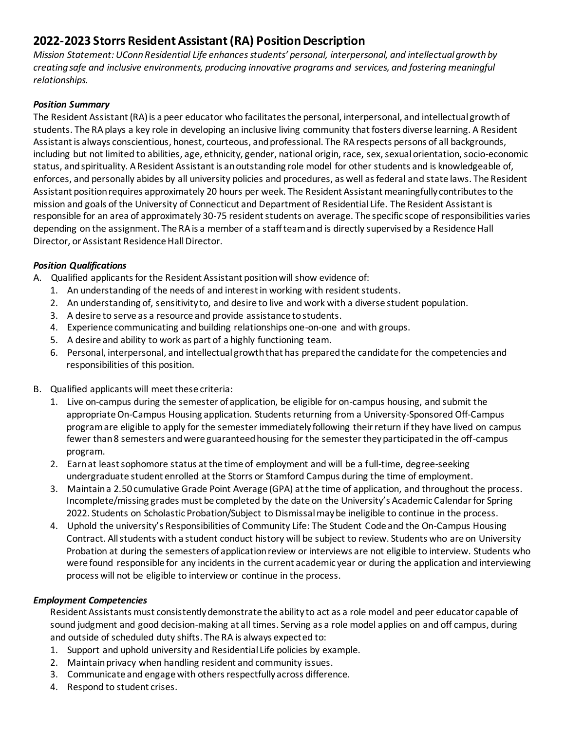## 2022-2023 Storrs Resident Assistant (RA) Position Description

*Mission Statement: UConn Residential Life enhances students' personal, interpersonal, and intellectual growth by creating safe and inclusive environments, producing innovative programs and services, and fostering meaningful relationships.*

### *Position Summary*

The Resident Assistant (RA) is a peer educator who facilitates the personal, interpersonal, and intellectual growth of students. The RA plays a key role in developing an inclusive living community that fosters diverse learning. A Resident Assistant is always conscientious, honest, courteous, and professional. The RA respects persons of all backgrounds, including but not limited to abilities, age, ethnicity, gender, national origin, race, sex, sexual orientation, socio-economic status, and spirituality. A Resident Assistant is an outstanding role model for other students and is knowledgeable of, enforces, and personally abides by all university policies and procedures, as well as federal and state laws. The Resident Assistant position requires approximately 20 hours per week. The Resident Assistant meaningfully contributes to the mission and goals of the University of Connecticut and Department of Residential Life. The Resident Assistant is responsible for an area of approximately 30-75 resident students on average. The specific scope of responsibilities varies depending on the assignment. The RA is a member of a staff team and is directly supervised by a Residence Hall Director, or Assistant Residence Hall Director.

### *Position Qualifications*

A. Qualified applicants for the Resident Assistant position will show evidence of:
   1. An understanding of the needs of and interest in working with resident students.
   2. An understanding of, sensitivity to, and desire to live and work with a diverse student population.
   3. A desire to serve as a resource and provide assistance to students.
   4. Experience communicating and building relationships one-on-one and with groups.
   5. A desire and ability to work as part of a highly functioning team.
   6. Personal, interpersonal, and intellectual growth that has prepared the candidate for the competencies and responsibilities of this position.

B. Qualified applicants will meet these criteria:
   1. Live on-campus during the semester of application, be eligible for on-campus housing, and submit the appropriate On-Campus Housing application. Students returning from a University-Sponsored Off-Campus program are eligible to apply for the semester immediately following their return if they have lived on campus fewer than 8 semesters and were guaranteed housing for the semester they participated in the off-campus program.
   2. Earn at least sophomore status at the time of employment and will be a full-time, degree-seeking undergraduate student enrolled at the Storrs or Stamford Campus during the time of employment.
   3. Maintain a 2.50 cumulative Grade Point Average (GPA) at the time of application, and throughout the process. Incomplete/missing grades must be completed by the date on the University's Academic Calendar for Spring 2022. Students on Scholastic Probation/Subject to Dismissal may be ineligible to continue in the process.
   4. Uphold the university's Responsibilities of Community Life: The Student Code and the On-Campus Housing Contract. All students with a student conduct history will be subject to review. Students who are on University Probation at during the semesters of application review or interviews are not eligible to interview. Students who were found responsible for any incidents in the current academic year or during the application and interviewing process will not be eligible to interview or continue in the process.

### *Employment Competencies*

Resident Assistants must consistently demonstrate the ability to act as a role model and peer educator capable of sound judgment and good decision-making at all times. Serving as a role model applies on and off campus, during and outside of scheduled duty shifts. The RA is always expected to:

1. Support and uphold university and Residential Life policies by example.
2. Maintain privacy when handling resident and community issues.
3. Communicate and engage with others respectfully across difference.
4. Respond to student crises.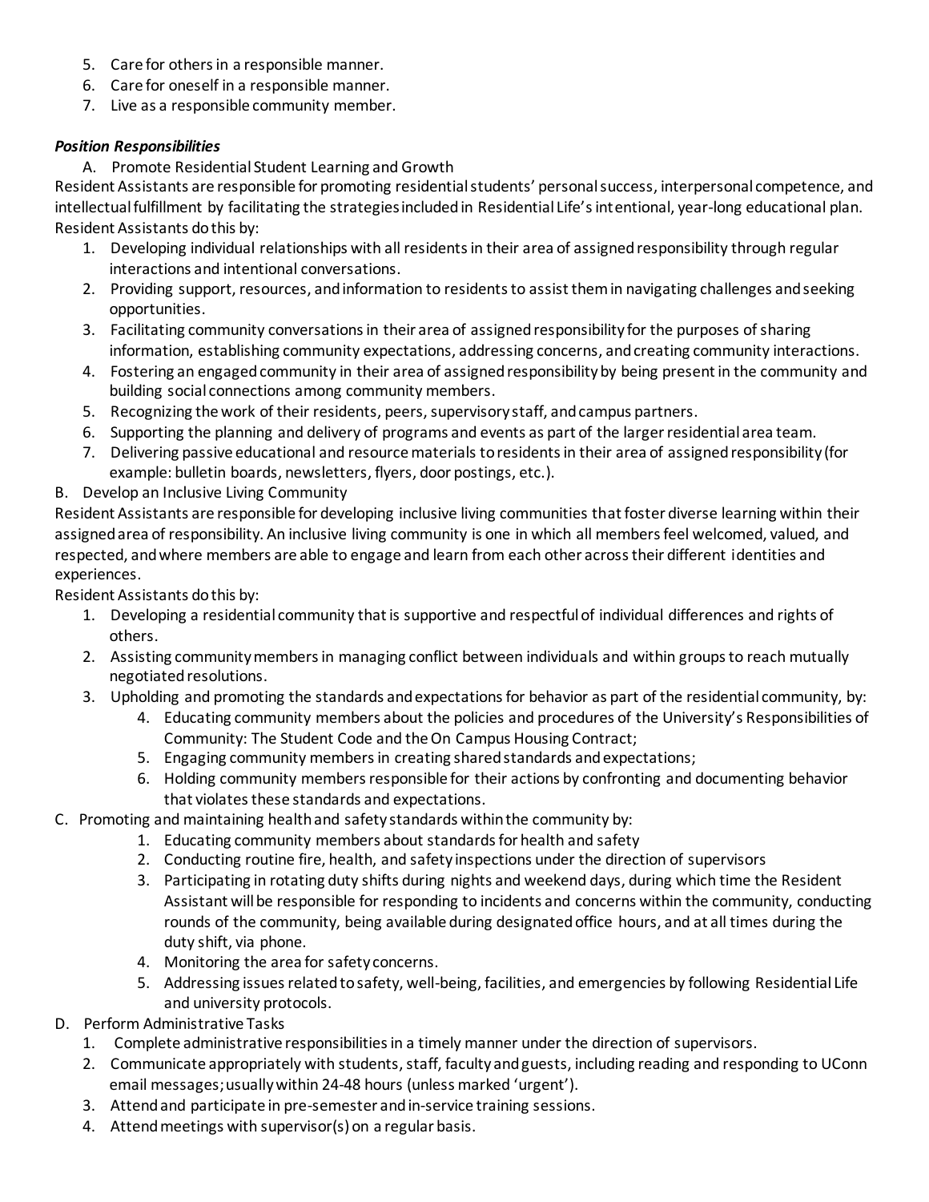5. Care for others in a responsible manner.
6. Care for oneself in a responsible manner.
7. Live as a responsible community member.

***Position Responsibilities***

A. Promote Residential Student Learning and Growth

Resident Assistants are responsible for promoting residential students' personal success, interpersonal competence, and intellectual fulfillment by facilitating the strategies included in Residential Life's intentional, year-long educational plan. Resident Assistants do this by:

1. Developing individual relationships with all residents in their area of assigned responsibility through regular interactions and intentional conversations.
2. Providing support, resources, and information to residents to assist them in navigating challenges and seeking opportunities.
3. Facilitating community conversations in their area of assigned responsibility for the purposes of sharing information, establishing community expectations, addressing concerns, and creating community interactions.
4. Fostering an engaged community in their area of assigned responsibility by being present in the community and building social connections among community members.
5. Recognizing the work of their residents, peers, supervisory staff, and campus partners.
6. Supporting the planning and delivery of programs and events as part of the larger residential area team.
7. Delivering passive educational and resource materials to residents in their area of assigned responsibility (for example: bulletin boards, newsletters, flyers, door postings, etc.).

B. Develop an Inclusive Living Community

Resident Assistants are responsible for developing inclusive living communities that foster diverse learning within their assigned area of responsibility. An inclusive living community is one in which all members feel welcomed, valued, and respected, and where members are able to engage and learn from each other across their different identities and experiences.

Resident Assistants do this by:

1. Developing a residential community that is supportive and respectful of individual differences and rights of others.
2. Assisting community members in managing conflict between individuals and within groups to reach mutually negotiated resolutions.
3. Upholding and promoting the standards and expectations for behavior as part of the residential community, by:
    4. Educating community members about the policies and procedures of the University's Responsibilities of Community: The Student Code and the On Campus Housing Contract;
    5. Engaging community members in creating shared standards and expectations;
    6. Holding community members responsible for their actions by confronting and documenting behavior that violates these standards and expectations.

C. Promoting and maintaining health and safety standards within the community by:

1. Educating community members about standards for health and safety
2. Conducting routine fire, health, and safety inspections under the direction of supervisors
3. Participating in rotating duty shifts during nights and weekend days, during which time the Resident Assistant will be responsible for responding to incidents and concerns within the community, conducting rounds of the community, being available during designated office hours, and at all times during the duty shift, via phone.
4. Monitoring the area for safety concerns.
5. Addressing issues related to safety, well-being, facilities, and emergencies by following Residential Life and university protocols.

D. Perform Administrative Tasks

1. Complete administrative responsibilities in a timely manner under the direction of supervisors.
2. Communicate appropriately with students, staff, faculty and guests, including reading and responding to UConn email messages; usually within 24-48 hours (unless marked 'urgent').
3. Attend and participate in pre-semester and in-service training sessions.
4. Attend meetings with supervisor(s) on a regular basis.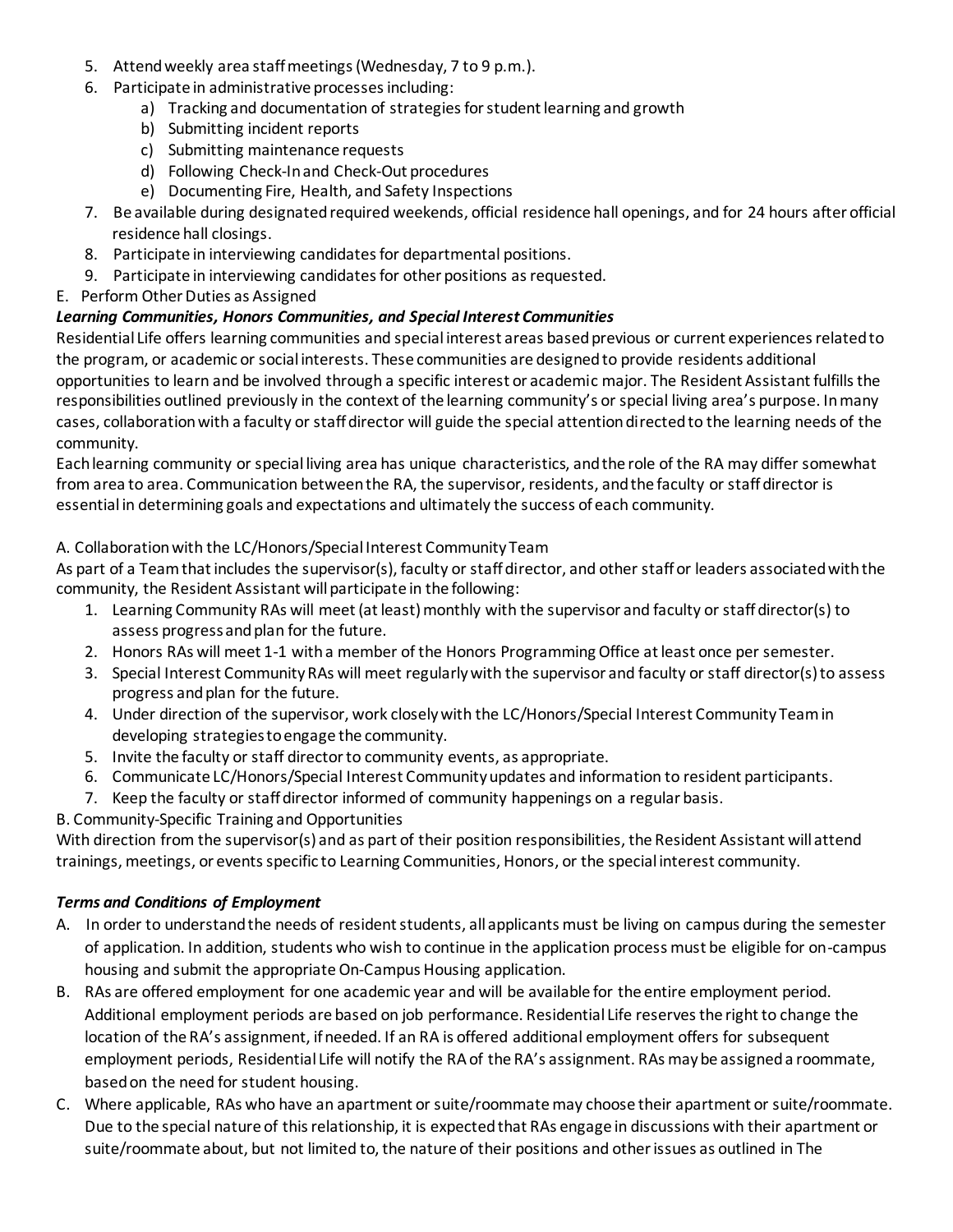5. Attend weekly area staff meetings (Wednesday, 7 to 9 p.m.).
6. Participate in administrative processes including:
    a) Tracking and documentation of strategies for student learning and growth
    b) Submitting incident reports
    c) Submitting maintenance requests
    d) Following Check-In and Check-Out procedures
    e) Documenting Fire, Health, and Safety Inspections
7. Be available during designated required weekends, official residence hall openings, and for 24 hours after official residence hall closings.
8. Participate in interviewing candidates for departmental positions.
9. Participate in interviewing candidates for other positions as requested.

E. Perform Other Duties as Assigned

### *Learning Communities, Honors Communities, and Special Interest Communities*

Residential Life offers learning communities and special interest areas based previous or current experiences related to the program, or academic or social interests. These communities are designed to provide residents additional opportunities to learn and be involved through a specific interest or academic major. The Resident Assistant fulfills the responsibilities outlined previously in the context of the learning community's or special living area's purpose. In many cases, collaboration with a faculty or staff director will guide the special attention directed to the learning needs of the community.

Each learning community or special living area has unique characteristics, and the role of the RA may differ somewhat from area to area. Communication between the RA, the supervisor, residents, and the faculty or staff director is essential in determining goals and expectations and ultimately the success of each community.

A. Collaboration with the LC/Honors/Special Interest Community Team

As part of a Team that includes the supervisor(s), faculty or staff director, and other staff or leaders associated with the community, the Resident Assistant will participate in the following:

1. Learning Community RAs will meet (at least) monthly with the supervisor and faculty or staff director(s) to assess progress and plan for the future.
2. Honors RAs will meet 1-1 with a member of the Honors Programming Office at least once per semester.
3. Special Interest Community RAs will meet regularly with the supervisor and faculty or staff director(s) to assess progress and plan for the future.
4. Under direction of the supervisor, work closely with the LC/Honors/Special Interest Community Team in developing strategies to engage the community.
5. Invite the faculty or staff director to community events, as appropriate.
6. Communicate LC/Honors/Special Interest Community updates and information to resident participants.
7. Keep the faculty or staff director informed of community happenings on a regular basis.

B. Community-Specific Training and Opportunities

With direction from the supervisor(s) and as part of their position responsibilities, the Resident Assistant will attend trainings, meetings, or events specific to Learning Communities, Honors, or the special interest community.

### *Terms and Conditions of Employment*

A. In order to understand the needs of resident students, all applicants must be living on campus during the semester of application. In addition, students who wish to continue in the application process must be eligible for on-campus housing and submit the appropriate On-Campus Housing application.

B. RAs are offered employment for one academic year and will be available for the entire employment period. Additional employment periods are based on job performance. Residential Life reserves the right to change the location of the RA's assignment, if needed. If an RA is offered additional employment offers for subsequent employment periods, Residential Life will notify the RA of the RA's assignment. RAs may be assigned a roommate, based on the need for student housing.

C. Where applicable, RAs who have an apartment or suite/roommate may choose their apartment or suite/roommate. Due to the special nature of this relationship, it is expected that RAs engage in discussions with their apartment or suite/roommate about, but not limited to, the nature of their positions and other issues as outlined in The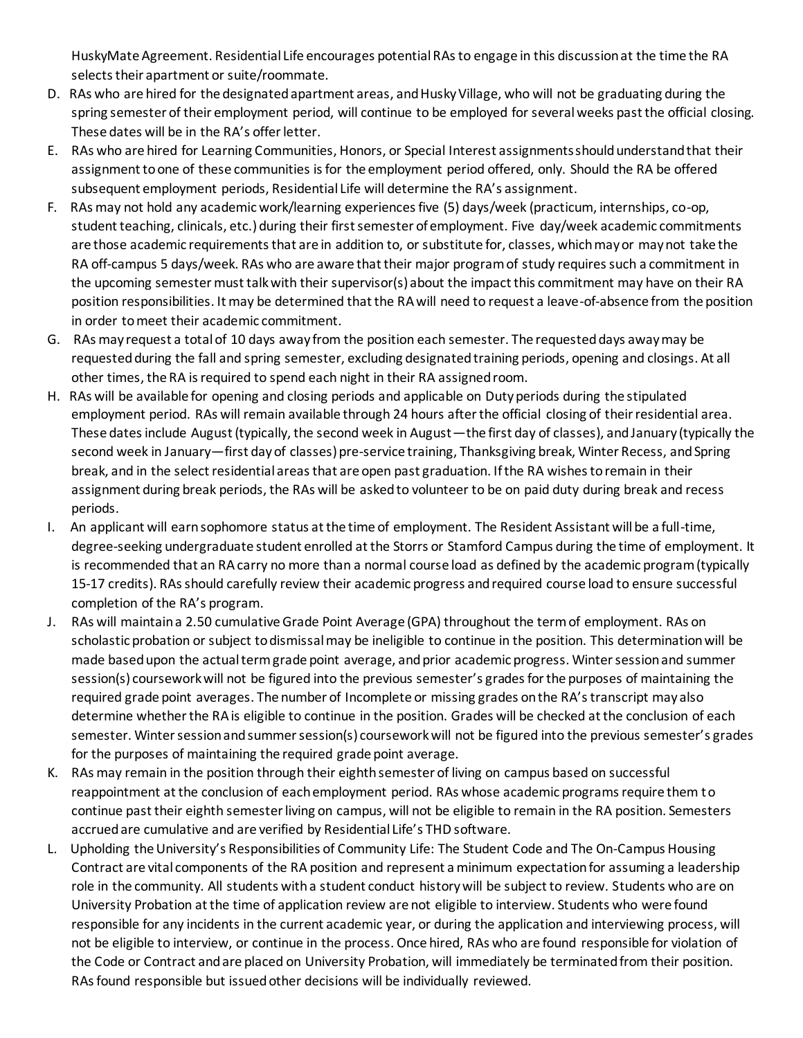HuskyMate Agreement. Residential Life encourages potential RAs to engage in this discussion at the time the RA selects their apartment or suite/roommate.

D. RAs who are hired for the designated apartment areas, and Husky Village, who will not be graduating during the spring semester of their employment period, will continue to be employed for several weeks past the official closing. These dates will be in the RA's offer letter.

E. RAs who are hired for Learning Communities, Honors, or Special Interest assignments should understand that their assignment to one of these communities is for the employment period offered, only. Should the RA be offered subsequent employment periods, Residential Life will determine the RA's assignment.

F. RAs may not hold any academic work/learning experiences five (5) days/week (practicum, internships, co-op, student teaching, clinicals, etc.) during their first semester of employment. Five day/week academic commitments are those academic requirements that are in addition to, or substitute for, classes, which may or may not take the RA off-campus 5 days/week. RAs who are aware that their major program of study requires such a commitment in the upcoming semester must talk with their supervisor(s) about the impact this commitment may have on their RA position responsibilities. It may be determined that the RA will need to request a leave-of-absence from the position in order to meet their academic commitment.

G. RAs may request a total of 10 days away from the position each semester. The requested days away may be requested during the fall and spring semester, excluding designated training periods, opening and closings. At all other times, the RA is required to spend each night in their RA assigned room.

H. RAs will be available for opening and closing periods and applicable on Duty periods during the stipulated employment period. RAs will remain available through 24 hours after the official closing of their residential area. These dates include August (typically, the second week in August—the first day of classes), and January (typically the second week in January—first day of classes) pre-service training, Thanksgiving break, Winter Recess, and Spring break, and in the select residential areas that are open past graduation. If the RA wishes to remain in their assignment during break periods, the RAs will be asked to volunteer to be on paid duty during break and recess periods.

I. An applicant will earn sophomore status at the time of employment. The Resident Assistant will be a full-time, degree-seeking undergraduate student enrolled at the Storrs or Stamford Campus during the time of employment. It is recommended that an RA carry no more than a normal course load as defined by the academic program (typically 15-17 credits). RAs should carefully review their academic progress and required course load to ensure successful completion of the RA's program.

J. RAs will maintain a 2.50 cumulative Grade Point Average (GPA) throughout the term of employment. RAs on scholastic probation or subject to dismissal may be ineligible to continue in the position. This determination will be made based upon the actual term grade point average, and prior academic progress. Winter session and summer session(s) coursework will not be figured into the previous semester's grades for the purposes of maintaining the required grade point averages. The number of Incomplete or missing grades on the RA's transcript may also determine whether the RA is eligible to continue in the position. Grades will be checked at the conclusion of each semester. Winter session and summer session(s) coursework will not be figured into the previous semester's grades for the purposes of maintaining the required grade point average.

K. RAs may remain in the position through their eighth semester of living on campus based on successful reappointment at the conclusion of each employment period. RAs whose academic programs require them to continue past their eighth semester living on campus, will not be eligible to remain in the RA position. Semesters accrued are cumulative and are verified by Residential Life's THD software.

L. Upholding the University's Responsibilities of Community Life: The Student Code and The On-Campus Housing Contract are vital components of the RA position and represent a minimum expectation for assuming a leadership role in the community. All students with a student conduct history will be subject to review. Students who are on University Probation at the time of application review are not eligible to interview. Students who were found responsible for any incidents in the current academic year, or during the application and interviewing process, will not be eligible to interview, or continue in the process. Once hired, RAs who are found responsible for violation of the Code or Contract and are placed on University Probation, will immediately be terminated from their position. RAs found responsible but issued other decisions will be individually reviewed.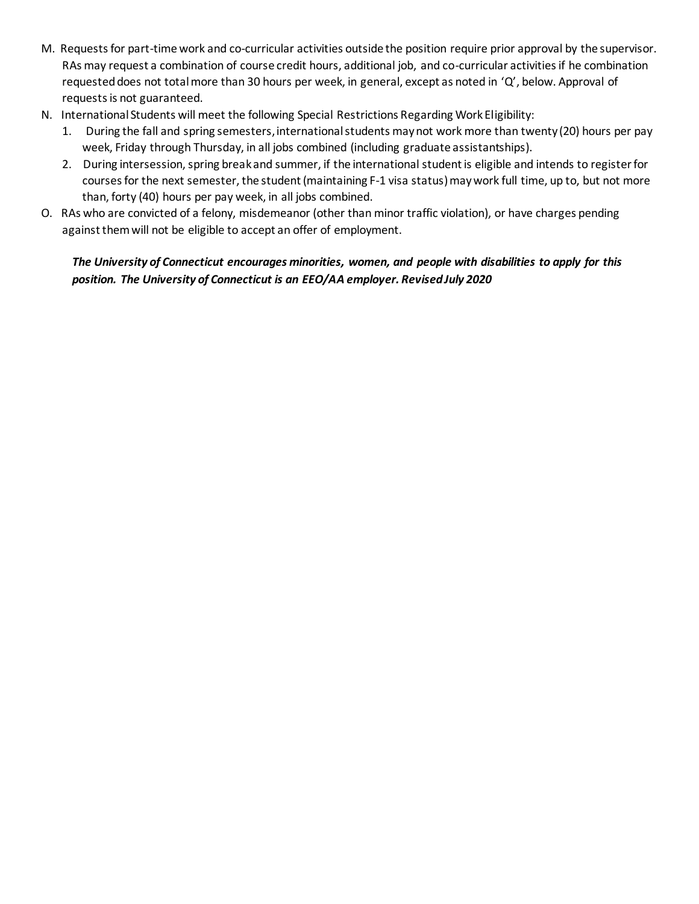M. Requests for part-time work and co-curricular activities outside the position require prior approval by the supervisor. RAs may request a combination of course credit hours, additional job, and co-curricular activities if he combination requested does not total more than 30 hours per week, in general, except as noted in 'Q', below. Approval of requests is not guaranteed.

N. International Students will meet the following Special Restrictions Regarding Work Eligibility:
   1. During the fall and spring semesters, international students may not work more than twenty (20) hours per pay week, Friday through Thursday, in all jobs combined (including graduate assistantships).
   2. During intersession, spring break and summer, if the international student is eligible and intends to register for courses for the next semester, the student (maintaining F-1 visa status) may work full time, up to, but not more than, forty (40) hours per pay week, in all jobs combined.

O. RAs who are convicted of a felony, misdemeanor (other than minor traffic violation), or have charges pending against them will not be eligible to accept an offer of employment.

***The University of Connecticut encourages minorities, women, and people with disabilities to apply for this position. The University of Connecticut is an EEO/AA employer. Revised July 2020***